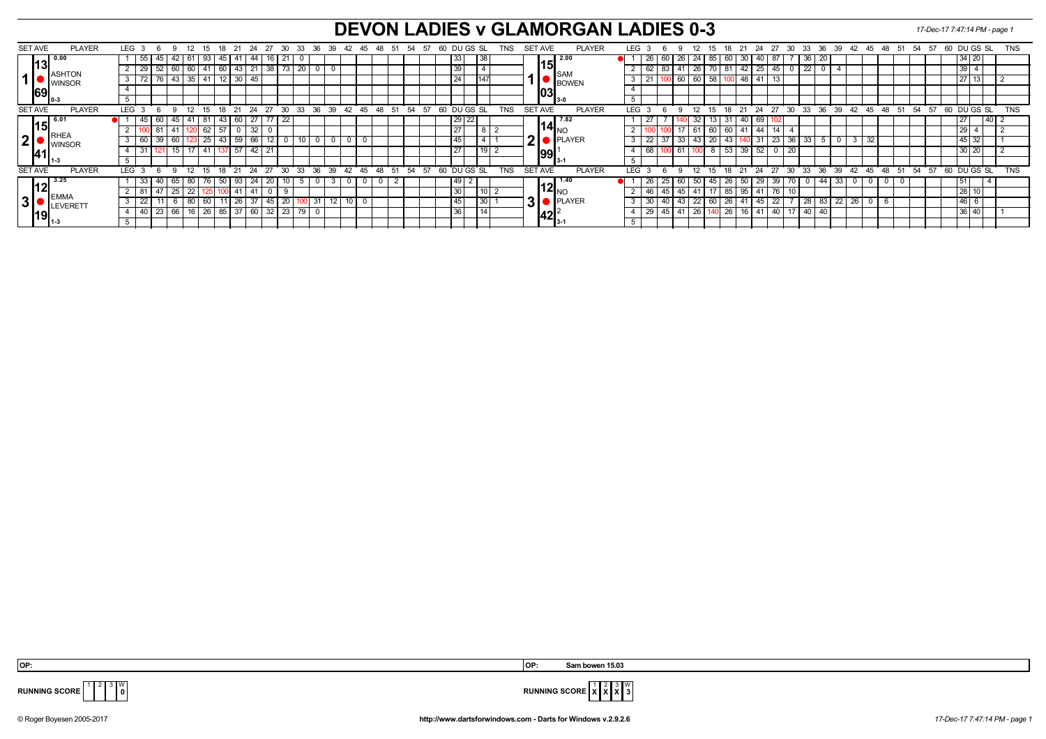# DEVON LADIES v GLAMORGAN LADIES 0-3

17-Dec-17 7:47:14 PM - page 1

| SET AVE | PLAYER | LEG | 3 | 6 | 9 | 12 | 15 | 18 | 21 | 24 | 27 | 30 | 33 | 36 | 39 | 42 | 45 | DU | GS | SL | TNS | SET AVE | PLAYER | LEG | 3 | 6 | 9 | 12 | 15 | 18 | 21 | 24 | 27 | 30 | 33 | 36 | 39 | 42 | 45 | 48 | DU | GS | SL | TNS |
|---|---|---|---|---|---|---|---|---|---|---|---|---|---|---|---|---|---|---|---|---|---|---|---|---|---|---|---|---|---|---|---|---|---|---|---|---|---|---|---|---|---|---|---|---|
| 0.00 / 13.69 | 1 ASHTON WINSOR 0-3 | 1 | 55 | 45 | 42 | 61 | 93 | 45 | 41 | 44 | 16 | 21 | 0 | | | | | 33 | | 38 | | 2.00 / 15.03 | 1 SAM BOWEN 3-0 | 1 | 26 | 60 | 26 | 24 | 85 | 60 | 30 | 40 | 87 | 7 | 36 | 20 | | | | | 34 | 20 | | |
| | | 2 | 29 | 52 | 60 | 60 | 41 | 60 | 43 | 21 | 38 | 73 | 20 | 0 | 0 | | | 39 | | 4 | | | | 2 | 62 | 83 | 41 | 26 | 70 | 81 | 42 | 25 | 45 | 0 | 22 | 0 | 4 | | | | 39 | 4 | | |
| | | 3 | 72 | 76 | 43 | 35 | 41 | 12 | 30 | 45 | | | | | | | | 24 | | 147 | | | | 3 | 21 | 100 | 60 | 60 | 58 | 100 | 48 | 41 | 13 | | | | | | | | 27 | 13 | | 2 |
| 6.01 / 15.41 | 2 RHEA WINSOR 1-3 | 1 | 45 | 60 | 45 | 41 | 81 | 43 | 60 | 27 | 77 | 22 | | | | | | 29 | 22 | | | 7.82 / 14.99 | 2 NO PLAYER 3-1 | 1 | 27 | 7 | 140 | 32 | 13 | 31 | 40 | 69 | 102 | | | | | | | | 27 | | 40 | 2 |
| | | 2 | 100 | 81 | 41 | 120 | 62 | 57 | 0 | 32 | 0 | | | | | | | 27 | | 8 | 2 | | | 2 | 100 | 100 | 17 | 61 | 60 | 60 | 41 | 44 | 14 | 4 | | | | | | | 29 | 4 | | 2 |
| | | 3 | 60 | 39 | 60 | 123 | 25 | 43 | 59 | 66 | 12 | 0 | 10 | 0 | 0 | 0 | 0 | 45 | | 4 | 1 | | | 3 | 22 | 37 | 33 | 43 | 20 | 43 | 140 | 31 | 23 | 36 | 33 | 5 | 0 | 3 | 32 | | 45 | 32 | | 1 |
| | | 4 | 31 | 121 | 15 | 17 | 41 | 137 | 57 | 42 | 21 | | | | | | | 27 | | 19 | 2 | | | 4 | 68 | 100 | 61 | 100 | 8 | 53 | 39 | 52 | 0 | 20 | | | | | | | 30 | 20 | | 2 |
| 3.25 / 12.19 | 3 EMMA LEVERETT 1-3 | 1 | 33 | 40 | 65 | 80 | 76 | 50 | 93 | 24 | 20 | 10 | 5 | 0 | 3 | 0 | 0 | 49 | 2 | | | 1.40 / 12.42 | 3 NO PLAYER 3-1 | 1 | 26 | 25 | 60 | 50 | 45 | 26 | 50 | 29 | 39 | 70 | 0 | 44 | 33 | 0 | 0 | 0 | 51 | | 4 | |
| | | 2 | 81 | 47 | 25 | 22 | 125 | 100 | 41 | 41 | 0 | 9 | | | | | | 30 | | 10 | 2 | | | 2 | 46 | 45 | 45 | 41 | 17 | 85 | 95 | 41 | 76 | 10 | | | | | | | 28 | 10 | | |
| | | 3 | 22 | 11 | 6 | 80 | 60 | 11 | 26 | 37 | 45 | 20 | 100 | 31 | 12 | 10 | 0 | 45 | | 30 | 1 | | | 3 | 30 | 40 | 43 | 22 | 60 | 26 | 41 | 45 | 22 | 7 | 28 | 83 | 22 | 26 | 0 | 6 | 46 | 6 | | |
| | | 4 | 40 | 23 | 66 | 16 | 26 | 85 | 37 | 60 | 32 | 23 | 79 | 0 | | | | 36 | | 14 | | | | 4 | 29 | 45 | 41 | 26 | 140 | 26 | 16 | 41 | 40 | 17 | 40 | 40 | | | | | 36 | 40 | | 1 |

OP: | OP: Sam bowen 15.03

RUNNING SCORE: 1 | 2 | 3 | W: 0 — RUNNING SCORE: X | X | X | W: 3

© Roger Boyesen 2005-2017 — http://www.dartsforwindows.com - Darts for Windows v.2.9.2.6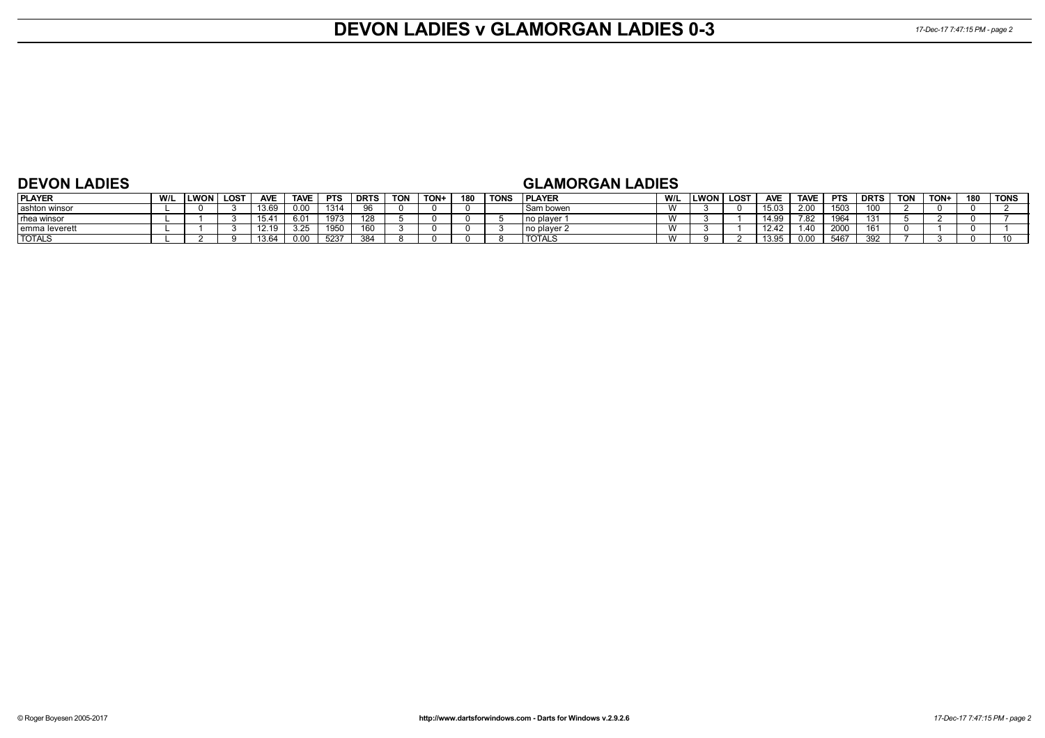# DEVON LADIES v GLAMORGAN LADIES 0-3

## DEVON LADIES

| PLAYER | W/L | LWON | LOST | AVE | TAVE | PTS | DRTS | TON | TON+ | 180 | TONS |
|---|---|---|---|---|---|---|---|---|---|---|---|
| ashton winsor | L | 0 | 3 | 13.69 | 0.00 | 1314 | 96 | 0 | 0 | 0 | |
| rhea winsor | L | 1 | 3 | 15.41 | 6.01 | 1973 | 128 | 5 | 0 | 0 | 5 |
| emma leverett | L | 1 | 3 | 12.19 | 3.25 | 1950 | 160 | 3 | 0 | 0 | 3 |
| TOTALS | L | 2 | 9 | 13.64 | 0.00 | 5237 | 384 | 8 | 0 | 0 | 8 |

## GLAMORGAN LADIES

| PLAYER | W/L | LWON | LOST | AVE | TAVE | PTS | DRTS | TON | TON+ | 180 | TONS |
|---|---|---|---|---|---|---|---|---|---|---|---|
| Sam bowen | W | 3 | 0 | 15.03 | 2.00 | 1503 | 100 | 2 | 0 | 0 | 2 |
| no player 1 | W | 3 | 1 | 14.99 | 7.82 | 1964 | 131 | 5 | 2 | 0 | 7 |
| no player 2 | W | 3 | 1 | 12.42 | 1.40 | 2000 | 161 | 0 | 1 | 0 | 1 |
| TOTALS | W | 9 | 2 | 13.95 | 0.00 | 5467 | 392 | 7 | 3 | 0 | 10 |